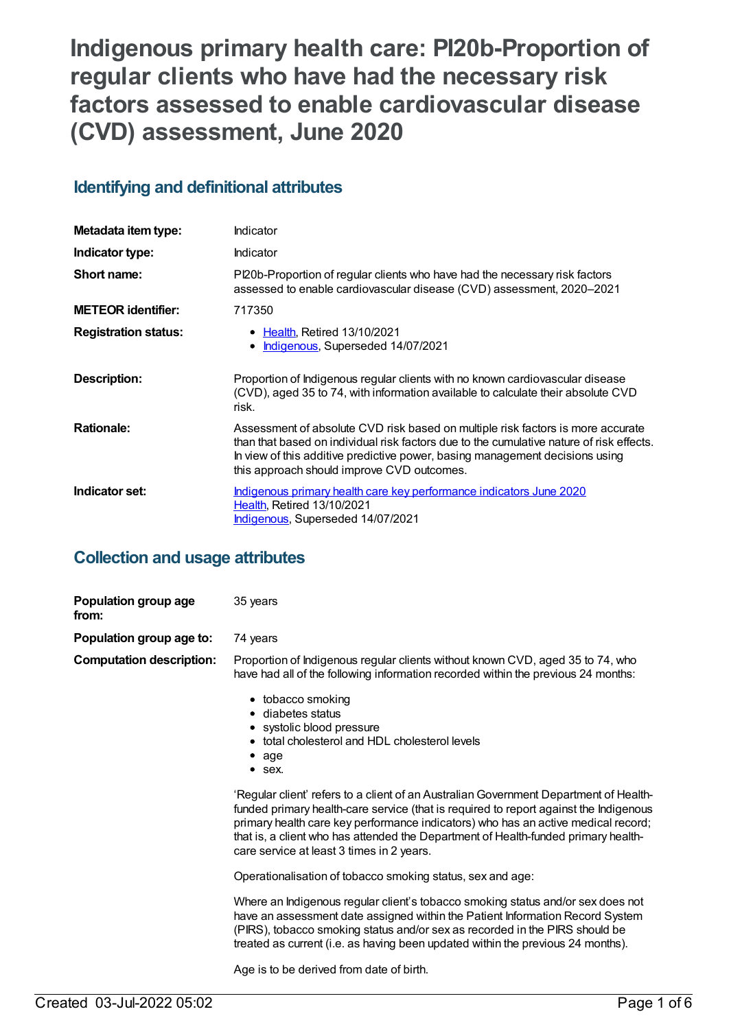# Indigenous primary health care: PI20b-Proportion of regular clients who have had the necessary risk factors assessed to enable cardiovascular disease (CVD) assessment, June 2020

## Identifying and definitional attributes

| | |
|---|---|
| **Metadata item type:** | Indicator |
| **Indicator type:** | Indicator |
| **Short name:** | PI20b-Proportion of regular clients who have had the necessary risk factors assessed to enable cardiovascular disease (CVD) assessment, 2020–2021 |
| **METEOR identifier:** | 717350 |
| **Registration status:** | • Health, Retired 13/10/2021<br>• Indigenous, Superseded 14/07/2021 |
| **Description:** | Proportion of Indigenous regular clients with no known cardiovascular disease (CVD), aged 35 to 74, with information available to calculate their absolute CVD risk. |
| **Rationale:** | Assessment of absolute CVD risk based on multiple risk factors is more accurate than that based on individual risk factors due to the cumulative nature of risk effects. In view of this additive predictive power, basing management decisions using this approach should improve CVD outcomes. |
| **Indicator set:** | Indigenous primary health care key performance indicators June 2020<br>Health, Retired 13/10/2021<br>Indigenous, Superseded 14/07/2021 |

## Collection and usage attributes

**Population group age from:** 35 years

**Population group age to:** 74 years

**Computation description:**

Proportion of Indigenous regular clients without known CVD, aged 35 to 74, who have had all of the following information recorded within the previous 24 months:

- tobacco smoking
- diabetes status
- systolic blood pressure
- total cholesterol and HDL cholesterol levels
- age
- sex.

'Regular client' refers to a client of an Australian Government Department of Health-funded primary health-care service (that is required to report against the Indigenous primary health care key performance indicators) who has an active medical record; that is, a client who has attended the Department of Health-funded primary health-care service at least 3 times in 2 years.

Operationalisation of tobacco smoking status, sex and age:

Where an Indigenous regular client's tobacco smoking status and/or sex does not have an assessment date assigned within the Patient Information Record System (PIRS), tobacco smoking status and/or sex as recorded in the PIRS should be treated as current (i.e. as having been updated within the previous 24 months).

Age is to be derived from date of birth.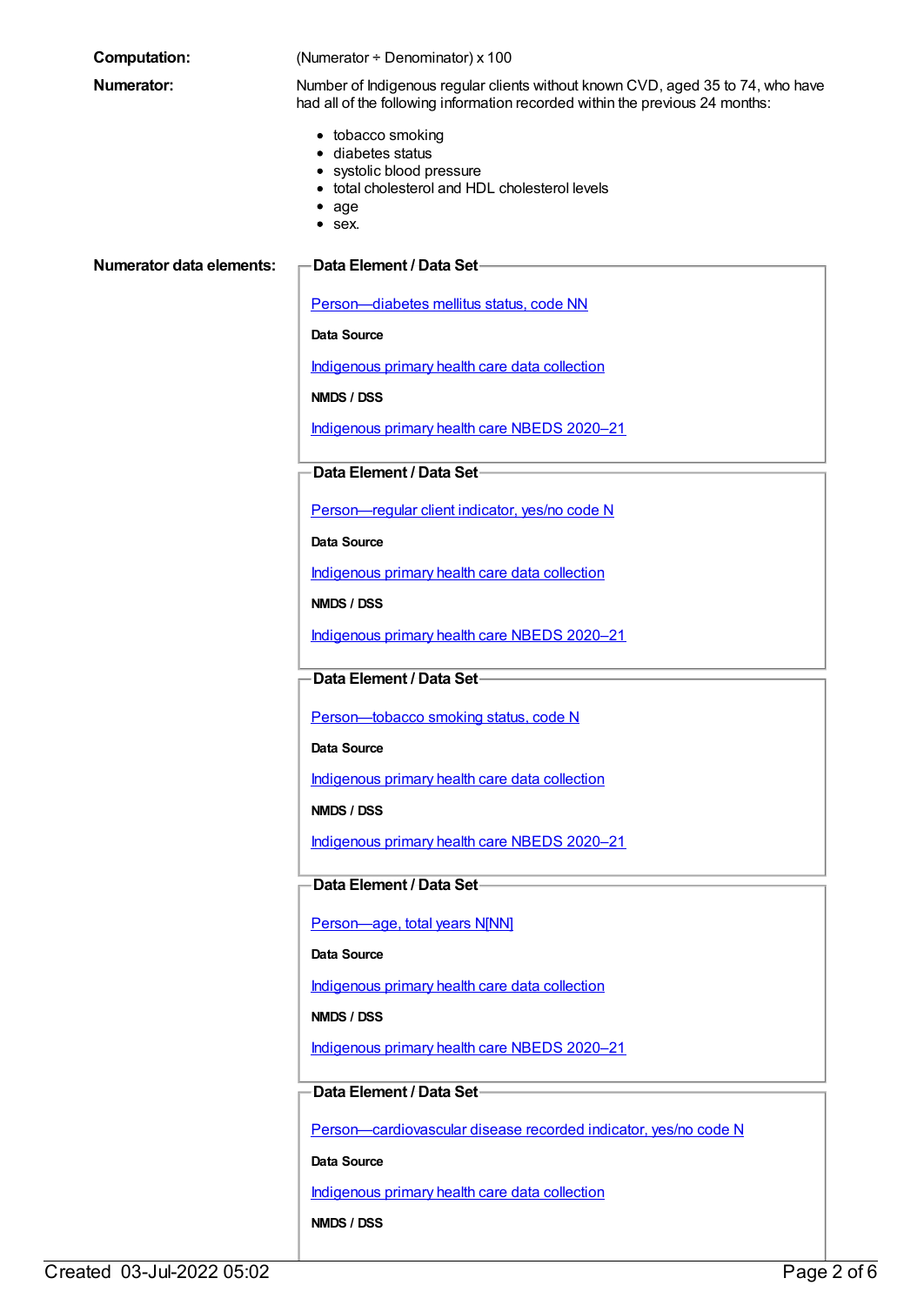**Computation:** (Numerator ÷ Denominator) x 100

**Numerator:** Number of Indigenous regular clients without known CVD, aged 35 to 74, who have had all of the following information recorded within the previous 24 months:

- tobacco smoking
- diabetes status
- systolic blood pressure
- total cholesterol and HDL cholesterol levels
- age
- sex.

**Numerator data elements:**

**Data Element / Data Set**

Person—diabetes mellitus status, code NN

**Data Source**

Indigenous primary health care data collection

**NMDS / DSS**

Indigenous primary health care NBEDS 2020–21

**Data Element / Data Set**

Person—regular client indicator, yes/no code N

**Data Source**

Indigenous primary health care data collection

**NMDS / DSS**

Indigenous primary health care NBEDS 2020–21

**Data Element / Data Set**

Person—tobacco smoking status, code N

**Data Source**

Indigenous primary health care data collection

**NMDS / DSS**

Indigenous primary health care NBEDS 2020–21

**Data Element / Data Set**

Person—age, total years N[NN]

**Data Source**

Indigenous primary health care data collection

**NMDS / DSS**

Indigenous primary health care NBEDS 2020–21

**Data Element / Data Set**

Person—cardiovascular disease recorded indicator, yes/no code N

**Data Source**

Indigenous primary health care data collection

**NMDS / DSS**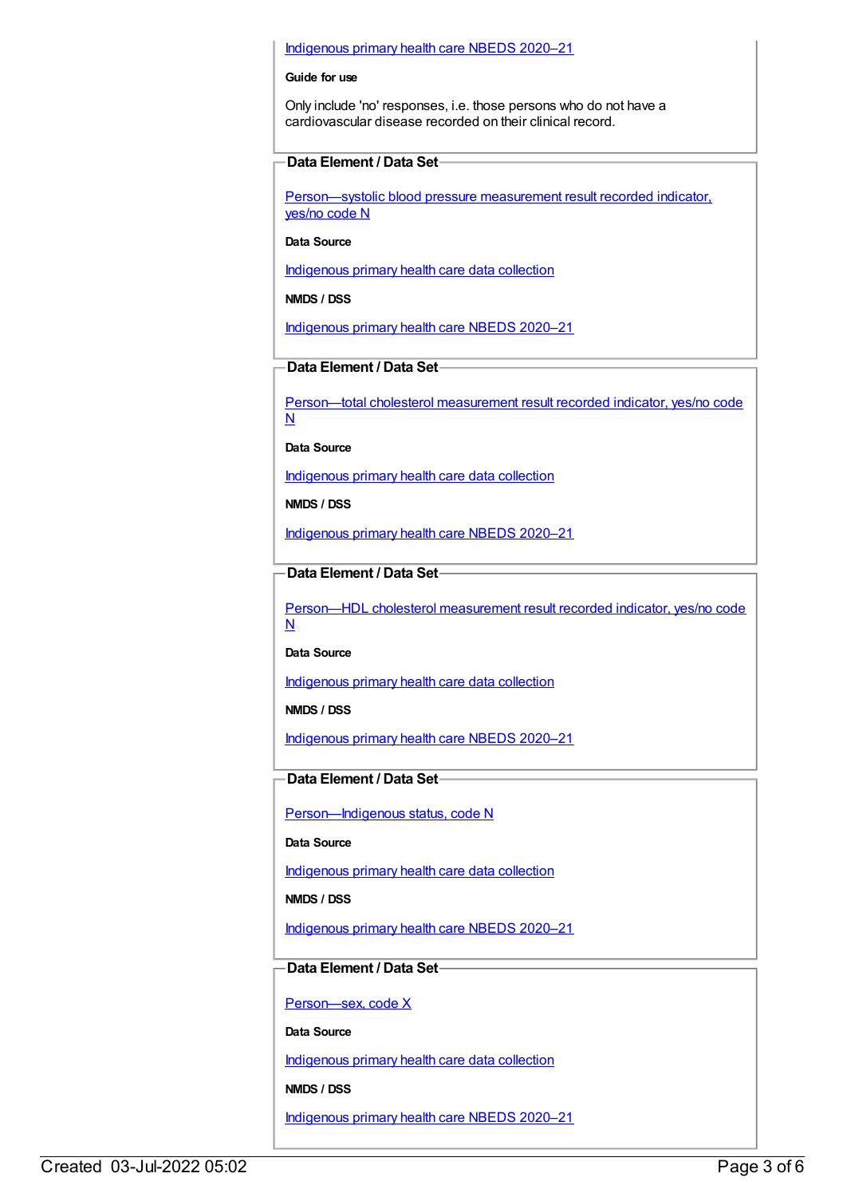Indigenous primary health care NBEDS 2020–21

**Guide for use**

Only include 'no' responses, i.e. those persons who do not have a cardiovascular disease recorded on their clinical record.

### Data Element / Data Set

Person—systolic blood pressure measurement result recorded indicator, yes/no code N

**Data Source**

Indigenous primary health care data collection

**NMDS / DSS**

Indigenous primary health care NBEDS 2020–21

### Data Element / Data Set

Person—total cholesterol measurement result recorded indicator, yes/no code N

**Data Source**

Indigenous primary health care data collection

**NMDS / DSS**

Indigenous primary health care NBEDS 2020–21

### Data Element / Data Set

Person—HDL cholesterol measurement result recorded indicator, yes/no code N

**Data Source**

Indigenous primary health care data collection

**NMDS / DSS**

Indigenous primary health care NBEDS 2020–21

### Data Element / Data Set

Person—Indigenous status, code N

**Data Source**

Indigenous primary health care data collection

**NMDS / DSS**

Indigenous primary health care NBEDS 2020–21

### Data Element / Data Set

Person—sex, code X

**Data Source**

Indigenous primary health care data collection

**NMDS / DSS**

Indigenous primary health care NBEDS 2020–21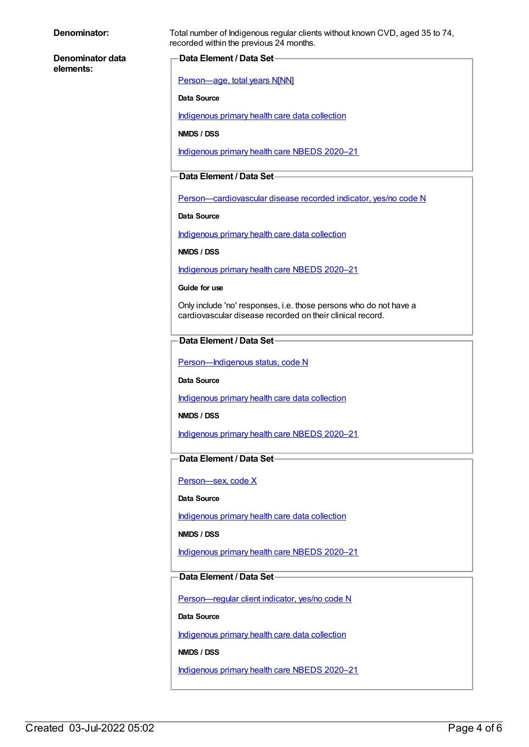**Denominator:** Total number of Indigenous regular clients without known CVD, aged 35 to 74, recorded within the previous 24 months.

**Denominator data elements:**

**Data Element / Data Set**

Person—age, total years N[NN]

**Data Source**

Indigenous primary health care data collection

**NMDS / DSS**

Indigenous primary health care NBEDS 2020–21

**Data Element / Data Set**

Person—cardiovascular disease recorded indicator, yes/no code N

**Data Source**

Indigenous primary health care data collection

**NMDS / DSS**

Indigenous primary health care NBEDS 2020–21

**Guide for use**

Only include 'no' responses, i.e. those persons who do not have a cardiovascular disease recorded on their clinical record.

**Data Element / Data Set**

Person—Indigenous status, code N

**Data Source**

Indigenous primary health care data collection

**NMDS / DSS**

Indigenous primary health care NBEDS 2020–21

**Data Element / Data Set**

Person—sex, code X

**Data Source**

Indigenous primary health care data collection

**NMDS / DSS**

Indigenous primary health care NBEDS 2020–21

**Data Element / Data Set**

Person—regular client indicator, yes/no code N

**Data Source**

Indigenous primary health care data collection

**NMDS / DSS**

Indigenous primary health care NBEDS 2020–21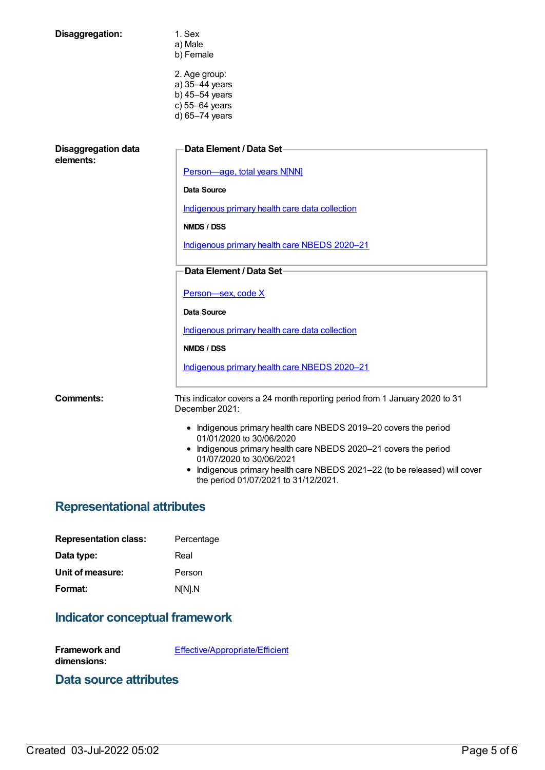**Disaggregation:**

1. Sex
a) Male
b) Female

2. Age group:
a) 35–44 years
b) 45–54 years
c) 55–64 years
d) 65–74 years

**Disaggregation data elements:**

**Data Element / Data Set**

Person—age, total years N[NN]

**Data Source**

Indigenous primary health care data collection

**NMDS / DSS**

Indigenous primary health care NBEDS 2020–21

**Data Element / Data Set**

Person—sex, code X

**Data Source**

Indigenous primary health care data collection

**NMDS / DSS**

Indigenous primary health care NBEDS 2020–21

**Comments:**

This indicator covers a 24 month reporting period from 1 January 2020 to 31 December 2021:

- Indigenous primary health care NBEDS 2019–20 covers the period 01/01/2020 to 30/06/2020
- Indigenous primary health care NBEDS 2020–21 covers the period 01/07/2020 to 30/06/2021
- Indigenous primary health care NBEDS 2021–22 (to be released) will cover the period 01/07/2021 to 31/12/2021.

## Representational attributes

**Representation class:** Percentage

**Data type:** Real

**Unit of measure:** Person

**Format:** N[N].N

## Indicator conceptual framework

**Framework and dimensions:** Effective/Appropriate/Efficient

## Data source attributes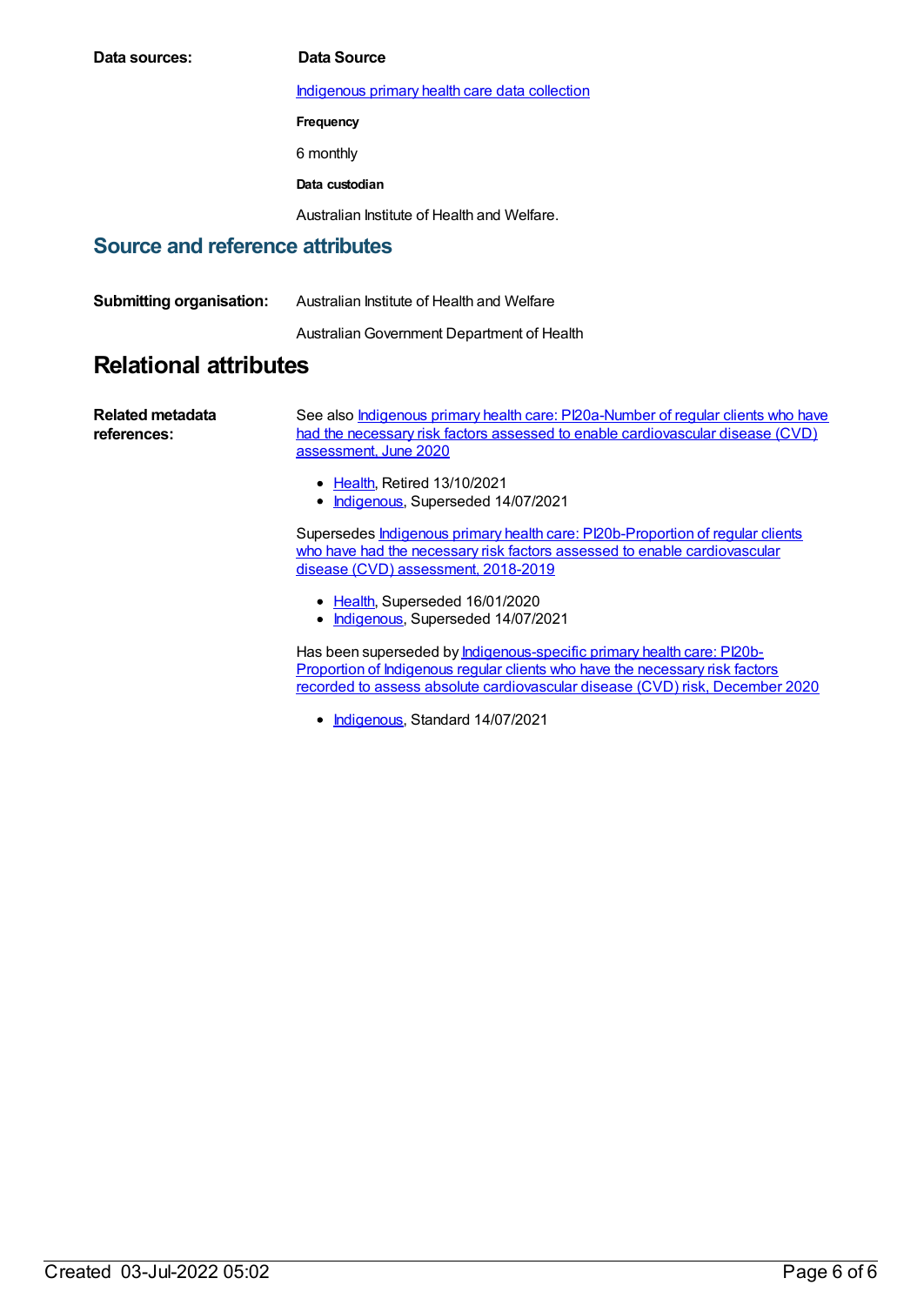**Data sources:**

**Data Source**

Indigenous primary health care data collection

**Frequency**

6 monthly

**Data custodian**

Australian Institute of Health and Welfare.

## Source and reference attributes

**Submitting organisation:** Australian Institute of Health and Welfare

Australian Government Department of Health

# Relational attributes

**Related metadata references:**

See also Indigenous primary health care: PI20a-Number of regular clients who have had the necessary risk factors assessed to enable cardiovascular disease (CVD) assessment, June 2020

- Health, Retired 13/10/2021
- Indigenous, Superseded 14/07/2021

Supersedes Indigenous primary health care: PI20b-Proportion of regular clients who have had the necessary risk factors assessed to enable cardiovascular disease (CVD) assessment, 2018-2019

- Health, Superseded 16/01/2020
- Indigenous, Superseded 14/07/2021

Has been superseded by Indigenous-specific primary health care: PI20b-Proportion of Indigenous regular clients who have the necessary risk factors recorded to assess absolute cardiovascular disease (CVD) risk, December 2020

- Indigenous, Standard 14/07/2021